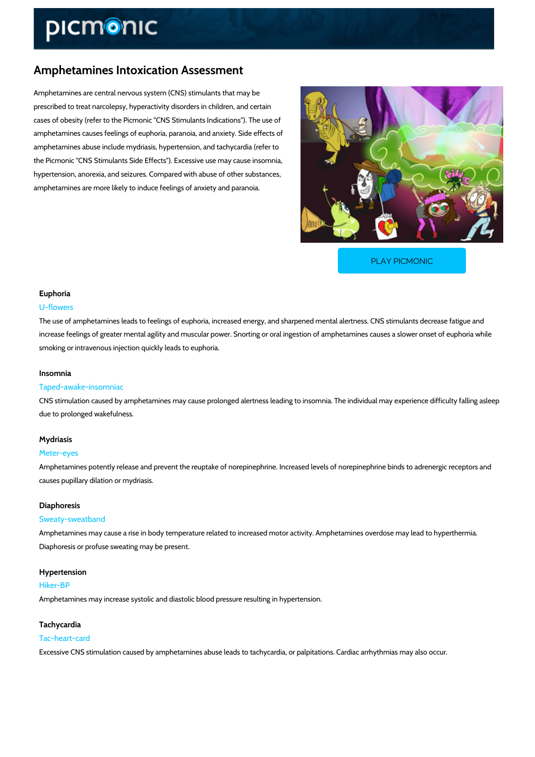# Amphetamines Intoxication Assessment

Amphetamines are central nervous system (CNS) stimulants that may be prescribed to treat narcolepsy, hyperactivity disorders in children, and certain cases of obesity (refer to the Picmonic "CNS Stimulants Indications"). The use of amphetamines causes feelings of euphoria, paranoia, and anxiety. Side effects of amphetamines abuse include mydriasis, hypertension, and tachycardia (refer to the Picmonic "CNS Stimulants Side Effects"). Excessive use may cause insomnia, hypertension, anorexia, and seizures. Compared with abuse of other substances, amphetamines are more likely to induce feelings of anxiety and paranoia.

PLAY PICMONIC

### Euphoria

U-flowers

The use of amphetamines leads to feelings of euphoria, increased energy, and sharpened mental alertness. CNS stimulants decrease fatigue and increase feelings of greater mental agility and muscular power. Snorting or oral ingestion of amphetamines causes a slower onset of euphoria while smoking or intravenous injection quickly leads to euphoria.

### Insomnia

Taped-awake-insomniac

CNS stimulation caused by amphetamines may cause prolonged alertness leading to insomnia. The individual may experience difficulty falling asleep due to prolonged wakefulness.

### Mydriasis

Meter-eyes

Amphetamines potently release and prevent the reuptake of norepinephrine. Increased levels of norepinephrine binds to adrenergic receptors and causes pupillary dilation or mydriasis.

### Diaphoresis

Sweaty-sweatband

Amphetamines may cause a rise in body temperature related to increased motor activity. Amphetamines overdose may lead to hyperthermia. Diaphoresis or profuse sweating may be present.

### Hypertension

Hiker-BP

Amphetamines may increase systolic and diastolic blood pressure resulting in hypertension.

### Tachycardia

Tac-heart-card

Excessive CNS stimulation caused by amphetamines abuse leads to tachycardia, or palpitations. Cardiac arrhythmias may also occur.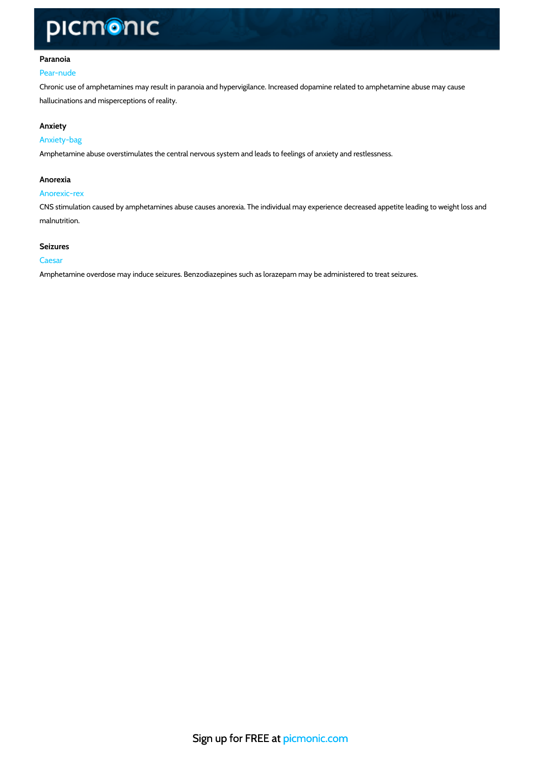**Paranoia**

Pear-nude

Chronic use of amphetamines may result in paranoia and hypervigilance. Increased dopamine related to amphetamine abuse may cause hallucinations and misperceptions of reality.

**Anxiety**

Anxiety-bag

Amphetamine abuse overstimulates the central nervous system and leads to feelings of anxiety and restlessness.

**Anorexia**

Anorexic-rex

CNS stimulation caused by amphetamines abuse causes anorexia. The individual may experience decreased appetite leading to weight loss and malnutrition.

**Seizures**

Caesar

Amphetamine overdose may induce seizures. Benzodiazepines such as lorazepam may be administered to treat seizures.